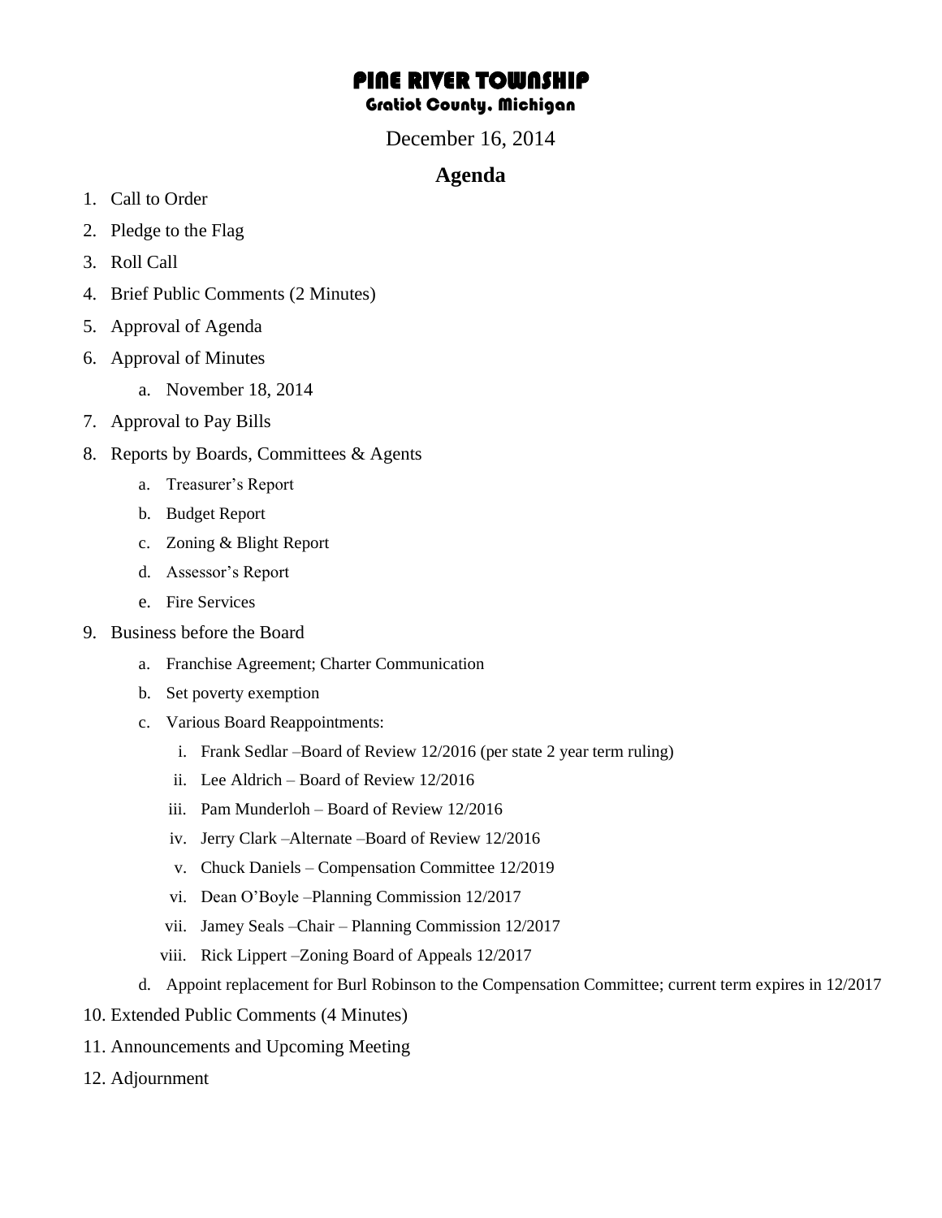# PINE RIVER TOWNSHIP

## Gratiot County, Michigan

December 16, 2014

## Agenda

1. Call to Order
2. Pledge to the Flag
3. Roll Call
4. Brief Public Comments (2 Minutes)
5. Approval of Agenda
6. Approval of Minutes
   a. November 18, 2014
7. Approval to Pay Bills
8. Reports by Boards, Committees & Agents
   a. Treasurer's Report
   b. Budget Report
   c. Zoning & Blight Report
   d. Assessor's Report
   e. Fire Services
9. Business before the Board
   a. Franchise Agreement; Charter Communication
   b. Set poverty exemption
   c. Various Board Reappointments:
      i. Frank Sedlar –Board of Review 12/2016 (per state 2 year term ruling)
      ii. Lee Aldrich – Board of Review 12/2016
      iii. Pam Munderloh – Board of Review 12/2016
      iv. Jerry Clark –Alternate –Board of Review 12/2016
      v. Chuck Daniels – Compensation Committee 12/2019
      vi. Dean O'Boyle –Planning Commission 12/2017
      vii. Jamey Seals –Chair – Planning Commission 12/2017
      viii. Rick Lippert –Zoning Board of Appeals 12/2017
   d. Appoint replacement for Burl Robinson to the Compensation Committee; current term expires in 12/2017
10. Extended Public Comments (4 Minutes)
11. Announcements and Upcoming Meeting
12. Adjournment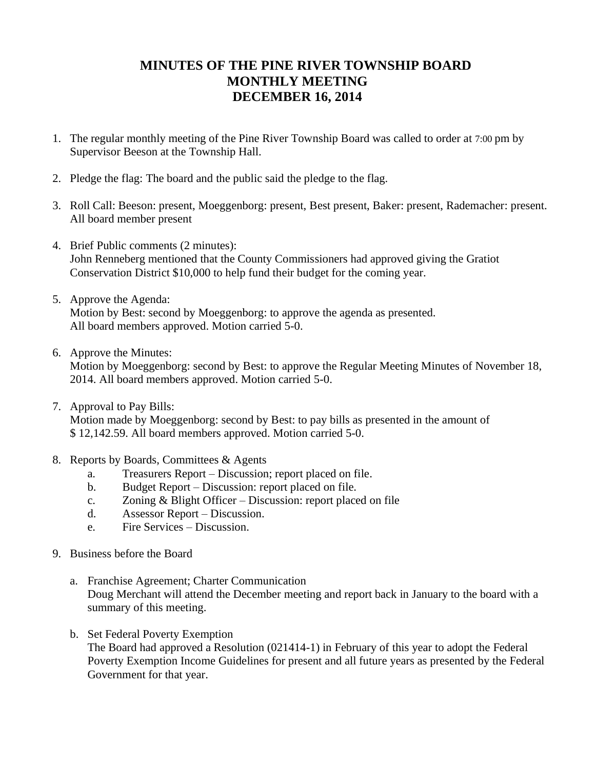# MINUTES OF THE PINE RIVER TOWNSHIP BOARD MONTHLY MEETING DECEMBER 16, 2014

1. The regular monthly meeting of the Pine River Township Board was called to order at 7:00 pm by Supervisor Beeson at the Township Hall.

2. Pledge the flag: The board and the public said the pledge to the flag.

3. Roll Call: Beeson: present, Moeggenborg: present, Best present, Baker: present, Rademacher: present. All board member present

4. Brief Public comments (2 minutes):
   John Renneberg mentioned that the County Commissioners had approved giving the Gratiot Conservation District $10,000 to help fund their budget for the coming year.

5. Approve the Agenda:
   Motion by Best: second by Moeggenborg: to approve the agenda as presented. All board members approved. Motion carried 5-0.

6. Approve the Minutes:
   Motion by Moeggenborg: second by Best: to approve the Regular Meeting Minutes of November 18, 2014. All board members approved. Motion carried 5-0.

7. Approval to Pay Bills:
   Motion made by Moeggenborg: second by Best: to pay bills as presented in the amount of $ 12,142.59. All board members approved. Motion carried 5-0.

8. Reports by Boards, Committees & Agents
   a. Treasurers Report – Discussion; report placed on file.
   b. Budget Report – Discussion: report placed on file.
   c. Zoning & Blight Officer – Discussion: report placed on file
   d. Assessor Report – Discussion.
   e. Fire Services – Discussion.

9. Business before the Board

   a. Franchise Agreement; Charter Communication
      Doug Merchant will attend the December meeting and report back in January to the board with a summary of this meeting.

   b. Set Federal Poverty Exemption
      The Board had approved a Resolution (021414-1) in February of this year to adopt the Federal Poverty Exemption Income Guidelines for present and all future years as presented by the Federal Government for that year.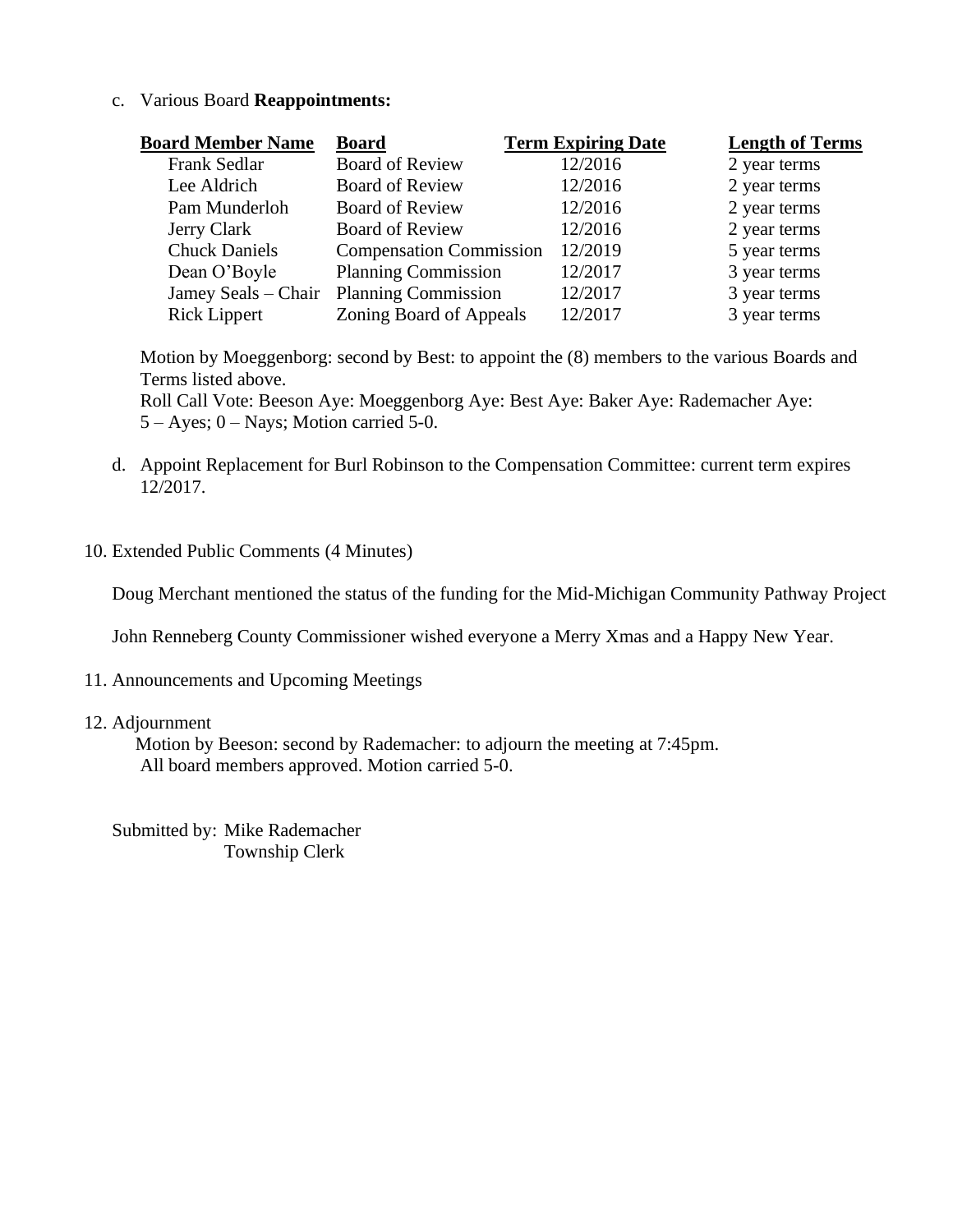c. Various Board **Reappointments:**

| Board Member Name | Board | Term Expiring Date | Length of Terms |
|---|---|---|---|
| Frank Sedlar | Board of Review | 12/2016 | 2 year terms |
| Lee Aldrich | Board of Review | 12/2016 | 2 year terms |
| Pam Munderloh | Board of Review | 12/2016 | 2 year terms |
| Jerry Clark | Board of Review | 12/2016 | 2 year terms |
| Chuck Daniels | Compensation Commission | 12/2019 | 5 year terms |
| Dean O'Boyle | Planning Commission | 12/2017 | 3 year terms |
| Jamey Seals – Chair | Planning Commission | 12/2017 | 3 year terms |
| Rick Lippert | Zoning Board of Appeals | 12/2017 | 3 year terms |

Motion by Moeggenborg: second by Best: to appoint the (8) members to the various Boards and Terms listed above.
Roll Call Vote: Beeson Aye: Moeggenborg Aye: Best Aye: Baker Aye: Rademacher Aye:
5 – Ayes; 0 – Nays; Motion carried 5-0.

d. Appoint Replacement for Burl Robinson to the Compensation Committee: current term expires 12/2017.

10. Extended Public Comments (4 Minutes)

Doug Merchant mentioned the status of the funding for the Mid-Michigan Community Pathway Project

John Renneberg County Commissioner wished everyone a Merry Xmas and a Happy New Year.

11. Announcements and Upcoming Meetings

12. Adjournment

Motion by Beeson: second by Rademacher: to adjourn the meeting at 7:45pm.
All board members approved. Motion carried 5-0.

Submitted by: Mike Rademacher
Township Clerk